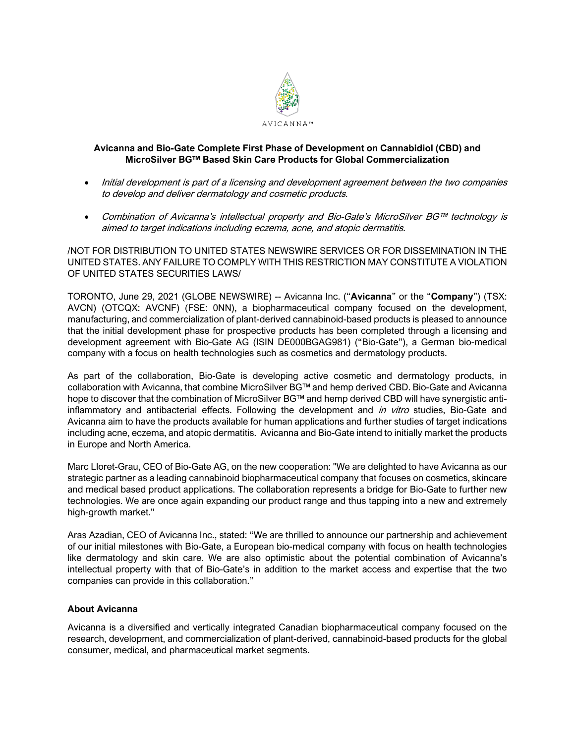AVICANNA™

**Avicanna and Bio-Gate Complete First Phase of Development on Cannabidiol (CBD) and MicroSilver BG™ Based Skin Care Products for Global Commercialization**

- *Initial development is part of a licensing and development agreement between the two companies to develop and deliver dermatology and cosmetic products.*
- *Combination of Avicanna's intellectual property and Bio-Gate's MicroSilver BG™ technology is aimed to target indications including eczema, acne, and atopic dermatitis.*

/NOT FOR DISTRIBUTION TO UNITED STATES NEWSWIRE SERVICES OR FOR DISSEMINATION IN THE UNITED STATES. ANY FAILURE TO COMPLY WITH THIS RESTRICTION MAY CONSTITUTE A VIOLATION OF UNITED STATES SECURITIES LAWS/

TORONTO, June 29, 2021 (GLOBE NEWSWIRE) -- Avicanna Inc. ("**Avicanna**" or the "**Company**") (TSX: AVCN) (OTCQX: AVCNF) (FSE: 0NN), a biopharmaceutical company focused on the development, manufacturing, and commercialization of plant-derived cannabinoid-based products is pleased to announce that the initial development phase for prospective products has been completed through a licensing and development agreement with Bio-Gate AG (ISIN DE000BGAG981) ("Bio-Gate"), a German bio-medical company with a focus on health technologies such as cosmetics and dermatology products.

As part of the collaboration, Bio-Gate is developing active cosmetic and dermatology products, in collaboration with Avicanna, that combine MicroSilver BG™ and hemp derived CBD. Bio-Gate and Avicanna hope to discover that the combination of MicroSilver BG™ and hemp derived CBD will have synergistic anti-inflammatory and antibacterial effects. Following the development and *in vitro* studies, Bio-Gate and Avicanna aim to have the products available for human applications and further studies of target indications including acne, eczema, and atopic dermatitis. Avicanna and Bio-Gate intend to initially market the products in Europe and North America.

Marc Lloret-Grau, CEO of Bio-Gate AG, on the new cooperation: "We are delighted to have Avicanna as our strategic partner as a leading cannabinoid biopharmaceutical company that focuses on cosmetics, skincare and medical based product applications. The collaboration represents a bridge for Bio-Gate to further new technologies. We are once again expanding our product range and thus tapping into a new and extremely high-growth market."

Aras Azadian, CEO of Avicanna Inc., stated: "We are thrilled to announce our partnership and achievement of our initial milestones with Bio-Gate, a European bio-medical company with focus on health technologies like dermatology and skin care. We are also optimistic about the potential combination of Avicanna's intellectual property with that of Bio-Gate's in addition to the market access and expertise that the two companies can provide in this collaboration."

## About Avicanna

Avicanna is a diversified and vertically integrated Canadian biopharmaceutical company focused on the research, development, and commercialization of plant-derived, cannabinoid-based products for the global consumer, medical, and pharmaceutical market segments.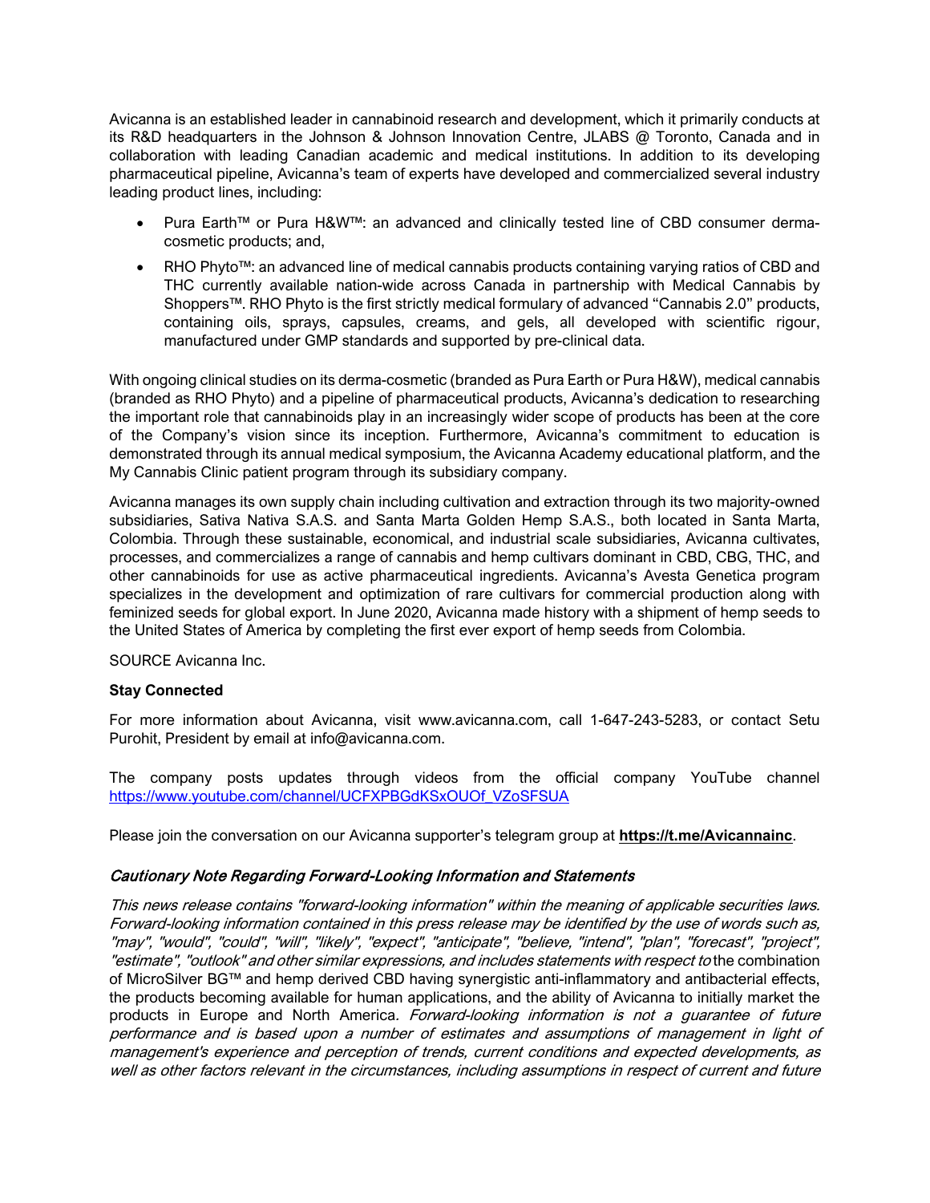Avicanna is an established leader in cannabinoid research and development, which it primarily conducts at its R&D headquarters in the Johnson & Johnson Innovation Centre, JLABS @ Toronto, Canada and in collaboration with leading Canadian academic and medical institutions. In addition to its developing pharmaceutical pipeline, Avicanna's team of experts have developed and commercialized several industry leading product lines, including:

- Pura Earth™ or Pura H&W™: an advanced and clinically tested line of CBD consumer derma-cosmetic products; and,
- RHO Phyto™: an advanced line of medical cannabis products containing varying ratios of CBD and THC currently available nation-wide across Canada in partnership with Medical Cannabis by Shoppers™. RHO Phyto is the first strictly medical formulary of advanced "Cannabis 2.0" products, containing oils, sprays, capsules, creams, and gels, all developed with scientific rigour, manufactured under GMP standards and supported by pre-clinical data.

With ongoing clinical studies on its derma-cosmetic (branded as Pura Earth or Pura H&W), medical cannabis (branded as RHO Phyto) and a pipeline of pharmaceutical products, Avicanna's dedication to researching the important role that cannabinoids play in an increasingly wider scope of products has been at the core of the Company's vision since its inception. Furthermore, Avicanna's commitment to education is demonstrated through its annual medical symposium, the Avicanna Academy educational platform, and the My Cannabis Clinic patient program through its subsidiary company.

Avicanna manages its own supply chain including cultivation and extraction through its two majority-owned subsidiaries, Sativa Nativa S.A.S. and Santa Marta Golden Hemp S.A.S., both located in Santa Marta, Colombia. Through these sustainable, economical, and industrial scale subsidiaries, Avicanna cultivates, processes, and commercializes a range of cannabis and hemp cultivars dominant in CBD, CBG, THC, and other cannabinoids for use as active pharmaceutical ingredients. Avicanna's Avesta Genetica program specializes in the development and optimization of rare cultivars for commercial production along with feminized seeds for global export. In June 2020, Avicanna made history with a shipment of hemp seeds to the United States of America by completing the first ever export of hemp seeds from Colombia.

SOURCE Avicanna Inc.

**Stay Connected**

For more information about Avicanna, visit www.avicanna.com, call 1-647-243-5283, or contact Setu Purohit, President by email at info@avicanna.com.

The company posts updates through videos from the official company YouTube channel https://www.youtube.com/channel/UCFXPBGdKSxOUOf_VZoSFSUA

Please join the conversation on our Avicanna supporter's telegram group at **https://t.me/Avicannainc**.

### *Cautionary Note Regarding Forward-Looking Information and Statements*

*This news release contains "forward-looking information" within the meaning of applicable securities laws. Forward-looking information contained in this press release may be identified by the use of words such as, "may", "would", "could", "will", "likely", "expect", "anticipate", "believe, "intend", "plan", "forecast", "project", "estimate", "outlook" and other similar expressions, and includes statements with respect to* the combination of MicroSilver BG™ and hemp derived CBD having synergistic anti-inflammatory and antibacterial effects, the products becoming available for human applications, and the ability of Avicanna to initially market the products in Europe and North America*. Forward-looking information is not a guarantee of future performance and is based upon a number of estimates and assumptions of management in light of management's experience and perception of trends, current conditions and expected developments, as well as other factors relevant in the circumstances, including assumptions in respect of current and future*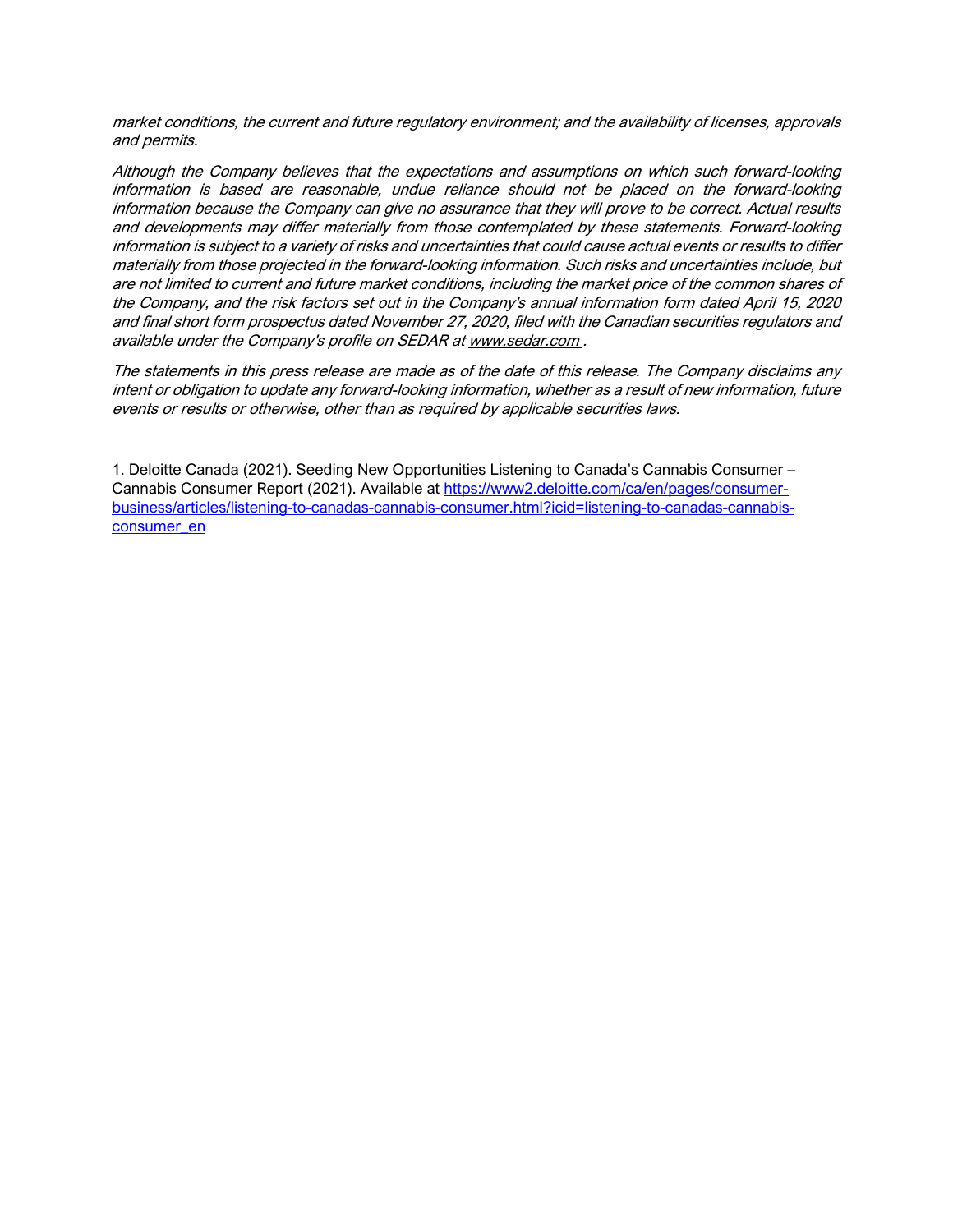*market conditions, the current and future regulatory environment; and the availability of licenses, approvals and permits.*

*Although the Company believes that the expectations and assumptions on which such forward-looking information is based are reasonable, undue reliance should not be placed on the forward-looking information because the Company can give no assurance that they will prove to be correct. Actual results and developments may differ materially from those contemplated by these statements. Forward-looking information is subject to a variety of risks and uncertainties that could cause actual events or results to differ materially from those projected in the forward-looking information. Such risks and uncertainties include, but are not limited to current and future market conditions, including the market price of the common shares of the Company, and the risk factors set out in the Company's annual information form dated April 15, 2020 and final short form prospectus dated November 27, 2020, filed with the Canadian securities regulators and available under the Company's profile on SEDAR at [www.sedar.com](www.sedar.com) .*

*The statements in this press release are made as of the date of this release. The Company disclaims any intent or obligation to update any forward-looking information, whether as a result of new information, future events or results or otherwise, other than as required by applicable securities laws.*

1. Deloitte Canada (2021). Seeding New Opportunities Listening to Canada's Cannabis Consumer – Cannabis Consumer Report (2021). Available at [https://www2.deloitte.com/ca/en/pages/consumer-business/articles/listening-to-canadas-cannabis-consumer.html?icid=listening-to-canadas-cannabis-consumer_en](https://www2.deloitte.com/ca/en/pages/consumer-business/articles/listening-to-canadas-cannabis-consumer.html?icid=listening-to-canadas-cannabis-consumer_en)